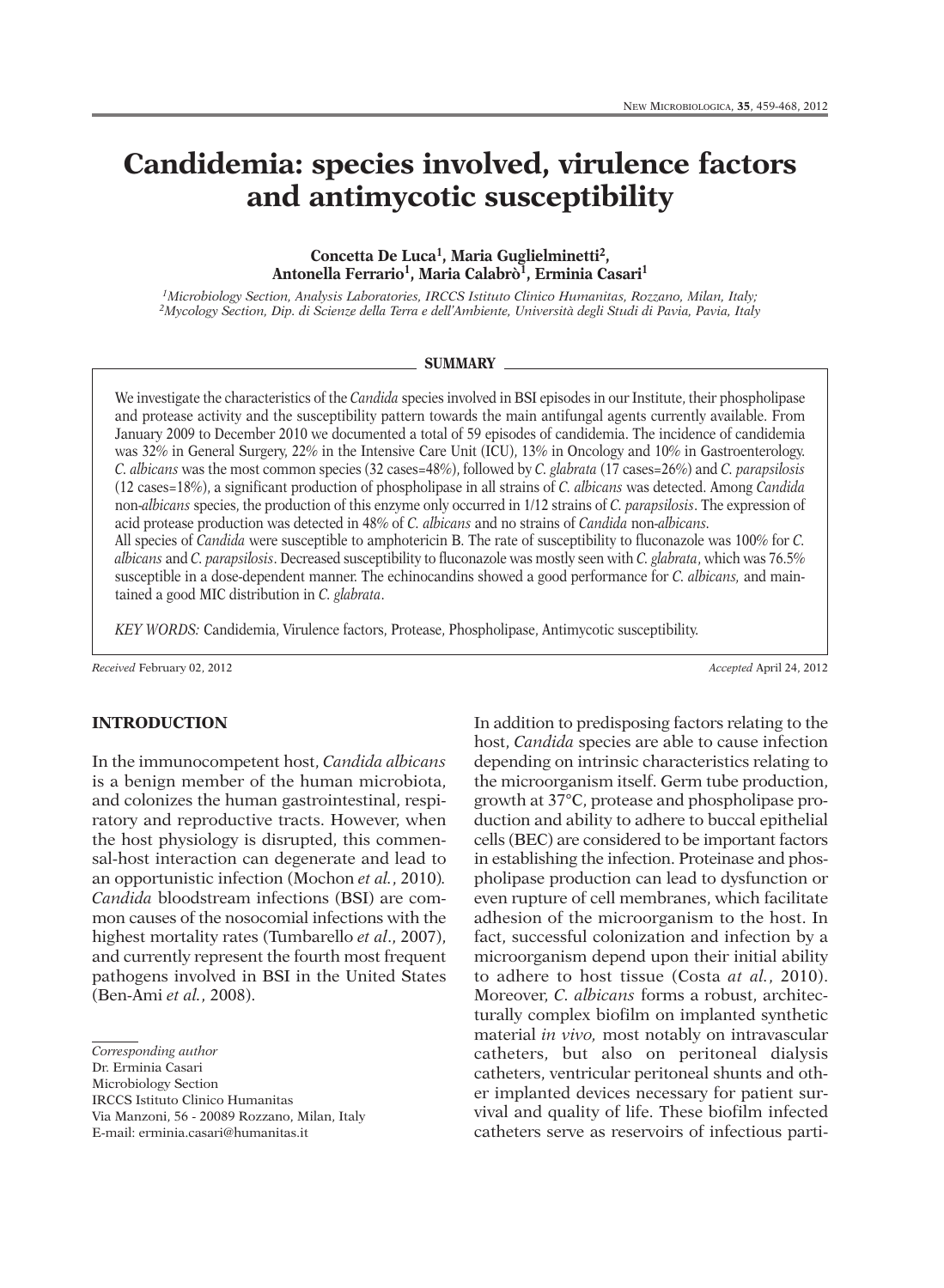# Candidemia: species involved, virulence factors and antimycotic susceptibility

**Concetta De Luca[1], Maria Guglielminetti[2], Antonella Ferrario[1], Maria Calabrò[1], Erminia Casari[1]**

*[1]Microbiology Section, Analysis Laboratories, IRCCS Istituto Clinico Humanitas, Rozzano, Milan, Italy;*
*[2]Mycology Section, Dip. di Scienze della Terra e dell'Ambiente, Università degli Studi di Pavia, Pavia, Italy*

## SUMMARY

We investigate the characteristics of the *Candida* species involved in BSI episodes in our Institute, their phospholipase and protease activity and the susceptibility pattern towards the main antifungal agents currently available. From January 2009 to December 2010 we documented a total of 59 episodes of candidemia. The incidence of candidemia was 32% in General Surgery, 22% in the Intensive Care Unit (ICU), 13% in Oncology and 10% in Gastroenterology. *C. albicans* was the most common species (32 cases=48%), followed by *C. glabrata* (17 cases=26%) and *C. parapsilosis* (12 cases=18%), a significant production of phospholipase in all strains of *C. albicans* was detected. Among *Candida* non-*albicans* species, the production of this enzyme only occurred in 1/12 strains of *C. parapsilosis*. The expression of acid protease production was detected in 48% of *C. albicans* and no strains of *Candida* non-*albicans*.

All species of *Candida* were susceptible to amphotericin B. The rate of susceptibility to fluconazole was 100% for *C. albicans* and *C. parapsilosis*. Decreased susceptibility to fluconazole was mostly seen with *C. glabrata*, which was 76.5% susceptible in a dose-dependent manner. The echinocandins showed a good performance for *C. albicans,* and maintained a good MIC distribution in *C. glabrata*.

*KEY WORDS:* Candidemia, Virulence factors, Protease, Phospholipase, Antimycotic susceptibility.

*Received* February 02, 2012 *Accepted* April 24, 2012

## INTRODUCTION

In the immunocompetent host, *Candida albicans* is a benign member of the human microbiota, and colonizes the human gastrointestinal, respiratory and reproductive tracts. However, when the host physiology is disrupted, this commensal-host interaction can degenerate and lead to an opportunistic infection (Mochon *et al.*, 2010). *Candida* bloodstream infections (BSI) are common causes of the nosocomial infections with the highest mortality rates (Tumbarello *et al*., 2007), and currently represent the fourth most frequent pathogens involved in BSI in the United States (Ben-Ami *et al.*, 2008).

In addition to predisposing factors relating to the host, *Candida* species are able to cause infection depending on intrinsic characteristics relating to the microorganism itself. Germ tube production, growth at 37°C, protease and phospholipase production and ability to adhere to buccal epithelial cells (BEC) are considered to be important factors in establishing the infection. Proteinase and phospholipase production can lead to dysfunction or even rupture of cell membranes, which facilitate adhesion of the microorganism to the host. In fact, successful colonization and infection by a microorganism depend upon their initial ability to adhere to host tissue (Costa *at al.*, 2010). Moreover, *C. albicans* forms a robust, architecturally complex biofilm on implanted synthetic material *in vivo,* most notably on intravascular catheters, but also on peritoneal dialysis catheters, ventricular peritoneal shunts and other implanted devices necessary for patient survival and quality of life. These biofilm infected catheters serve as reservoirs of infectious parti-

*Corresponding author*
Dr. Erminia Casari
Microbiology Section
IRCCS Istituto Clinico Humanitas
Via Manzoni, 56 - 20089 Rozzano, Milan, Italy
E-mail: erminia.casari@humanitas.it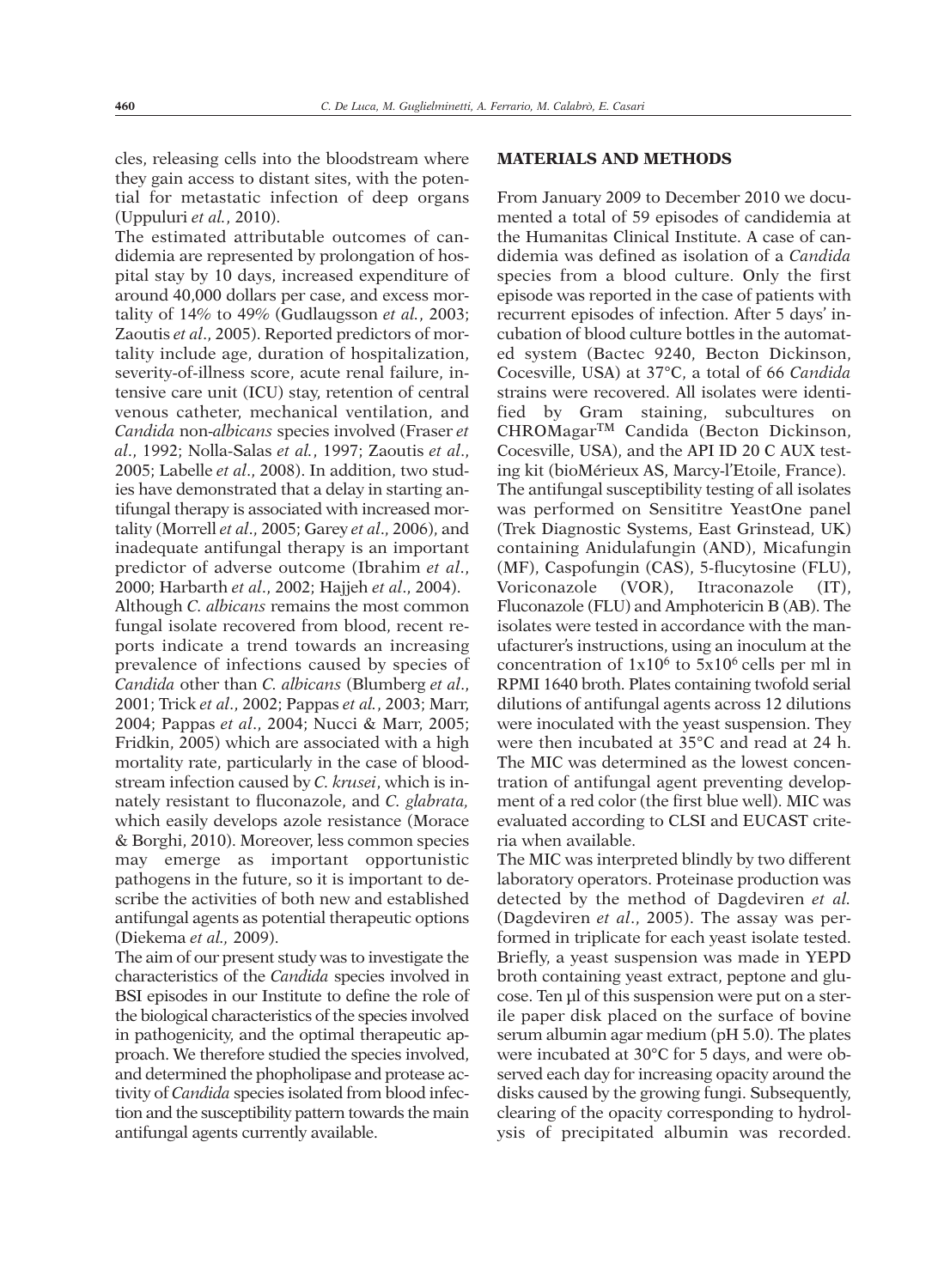cles, releasing cells into the bloodstream where they gain access to distant sites, with the potential for metastatic infection of deep organs (Uppuluri *et al.*, 2010).

The estimated attributable outcomes of candidemia are represented by prolongation of hospital stay by 10 days, increased expenditure of around 40,000 dollars per case, and excess mortality of 14% to 49% (Gudlaugsson *et al.*, 2003; Zaoutis *et al*., 2005). Reported predictors of mortality include age, duration of hospitalization, severity-of-illness score, acute renal failure, intensive care unit (ICU) stay, retention of central venous catheter, mechanical ventilation, and *Candida* non-*albicans* species involved (Fraser *et al*., 1992; Nolla-Salas *et al.*, 1997; Zaoutis *et al*., 2005; Labelle *et al*., 2008). In addition, two studies have demonstrated that a delay in starting antifungal therapy is associated with increased mortality (Morrell *et al*., 2005; Garey *et al*., 2006), and inadequate antifungal therapy is an important predictor of adverse outcome (Ibrahim *et al*., 2000; Harbarth *et al*., 2002; Hajjeh *et al*., 2004).

Although *C. albicans* remains the most common fungal isolate recovered from blood, recent reports indicate a trend towards an increasing prevalence of infections caused by species of *Candida* other than *C. albicans* (Blumberg *et al*., 2001; Trick *et al*., 2002; Pappas *et al.*, 2003; Marr, 2004; Pappas *et al*., 2004; Nucci & Marr, 2005; Fridkin, 2005) which are associated with a high mortality rate, particularly in the case of bloodstream infection caused by *C. krusei*, which is innately resistant to fluconazole, and *C. glabrata*, which easily develops azole resistance (Morace & Borghi, 2010). Moreover, less common species may emerge as important opportunistic pathogens in the future, so it is important to describe the activities of both new and established antifungal agents as potential therapeutic options (Diekema *et al.,* 2009).

The aim of our present study was to investigate the characteristics of the *Candida* species involved in BSI episodes in our Institute to define the role of the biological characteristics of the species involved in pathogenicity, and the optimal therapeutic approach. We therefore studied the species involved, and determined the phopholipase and protease activity of *Candida* species isolated from blood infection and the susceptibility pattern towards the main antifungal agents currently available.

## MATERIALS AND METHODS

From January 2009 to December 2010 we documented a total of 59 episodes of candidemia at the Humanitas Clinical Institute. A case of candidemia was defined as isolation of a *Candida* species from a blood culture. Only the first episode was reported in the case of patients with recurrent episodes of infection. After 5 days' incubation of blood culture bottles in the automated system (Bactec 9240, Becton Dickinson, Cocesville, USA) at 37°C, a total of 66 *Candida* strains were recovered. All isolates were identified by Gram staining, subcultures on CHROMagar™ Candida (Becton Dickinson, Cocesville, USA), and the API ID 20 C AUX testing kit (bioMérieux AS, Marcy-l'Etoile, France).

The antifungal susceptibility testing of all isolates was performed on Sensititre YeastOne panel (Trek Diagnostic Systems, East Grinstead, UK) containing Anidulafungin (AND), Micafungin (MF), Caspofungin (CAS), 5-flucytosine (FLU), Voriconazole (VOR), Itraconazole (IT), Fluconazole (FLU) and Amphotericin B (AB). The isolates were tested in accordance with the manufacturer's instructions, using an inoculum at the concentration of $1x10^6$ to $5x10^6$ cells per ml in RPMI 1640 broth. Plates containing twofold serial dilutions of antifungal agents across 12 dilutions were inoculated with the yeast suspension. They were then incubated at 35°C and read at 24 h. The MIC was determined as the lowest concentration of antifungal agent preventing development of a red color (the first blue well). MIC was evaluated according to CLSI and EUCAST criteria when available.

The MIC was interpreted blindly by two different laboratory operators. Proteinase production was detected by the method of Dagdeviren *et al.* (Dagdeviren *et al*., 2005). The assay was performed in triplicate for each yeast isolate tested. Briefly, a yeast suspension was made in YEPD broth containing yeast extract, peptone and glucose. Ten µl of this suspension were put on a sterile paper disk placed on the surface of bovine serum albumin agar medium (pH 5.0). The plates were incubated at 30°C for 5 days, and were observed each day for increasing opacity around the disks caused by the growing fungi. Subsequently, clearing of the opacity corresponding to hydrolysis of precipitated albumin was recorded.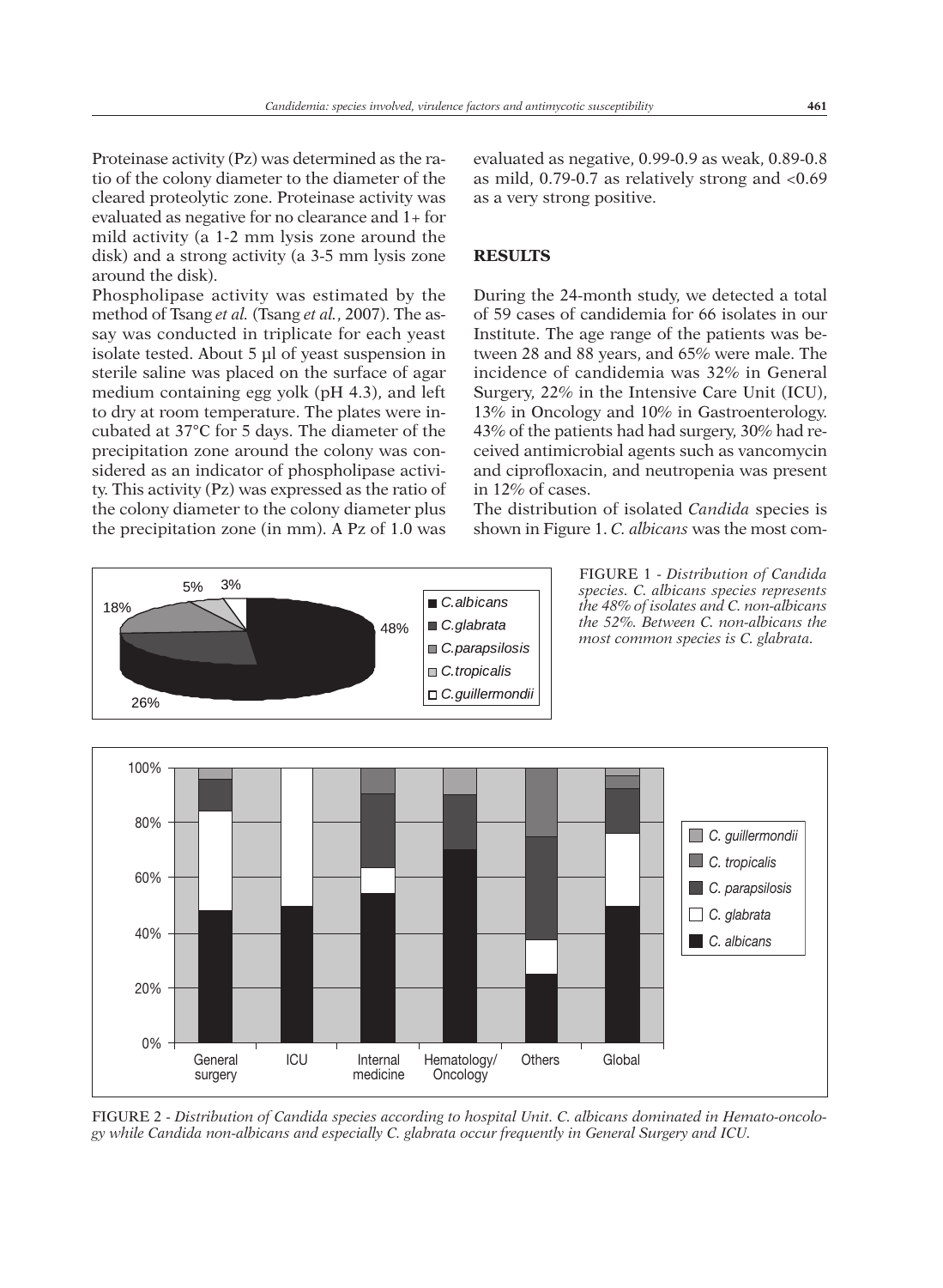Proteinase activity (Pz) was determined as the ratio of the colony diameter to the diameter of the cleared proteolytic zone. Proteinase activity was evaluated as negative for no clearance and 1+ for mild activity (a 1-2 mm lysis zone around the disk) and a strong activity (a 3-5 mm lysis zone around the disk).

Phospholipase activity was estimated by the method of Tsang *et al.* (Tsang *et al.*, 2007). The assay was conducted in triplicate for each yeast isolate tested. About 5 µl of yeast suspension in sterile saline was placed on the surface of agar medium containing egg yolk (pH 4.3), and left to dry at room temperature. The plates were incubated at 37°C for 5 days. The diameter of the precipitation zone around the colony was considered as an indicator of phospholipase activity. This activity (Pz) was expressed as the ratio of the colony diameter to the colony diameter plus the precipitation zone (in mm). A Pz of 1.0 was evaluated as negative, 0.99-0.9 as weak, 0.89-0.8 as mild, 0.79-0.7 as relatively strong and <0.69 as a very strong positive.

## RESULTS

During the 24-month study, we detected a total of 59 cases of candidemia for 66 isolates in our Institute. The age range of the patients was between 28 and 88 years, and 65% were male. The incidence of candidemia was 32% in General Surgery, 22% in the Intensive Care Unit (ICU), 13% in Oncology and 10% in Gastroenterology. 43% of the patients had had surgery, 30% had received antimicrobial agents such as vancomycin and ciprofloxacin, and neutropenia was present in 12% of cases.

The distribution of isolated *Candida* species is shown in Figure 1. *C. albicans* was the most com-

5%
3%
18%
48%
26%
C.albicans
C.glabrata
C.parapsilosis
C.tropicalis
C.guillermondii

FIGURE 1 - *Distribution of Candida species. C. albicans species represents the 48% of isolates and C. non-albicans the 52%. Between C. non-albicans the most common species is C. glabrata.*

100%
80%
60%
40%
20%
0%
General surgery
ICU
Internal medicine
Hematology/Oncology
Others
Global
C. guillermondii
C. tropicalis
C. parapsilosis
C. glabrata
C. albicans

FIGURE 2 - *Distribution of Candida species according to hospital Unit. C. albicans dominated in Hemato-oncology while Candida non-albicans and especially C. glabrata occur frequently in General Surgery and ICU.*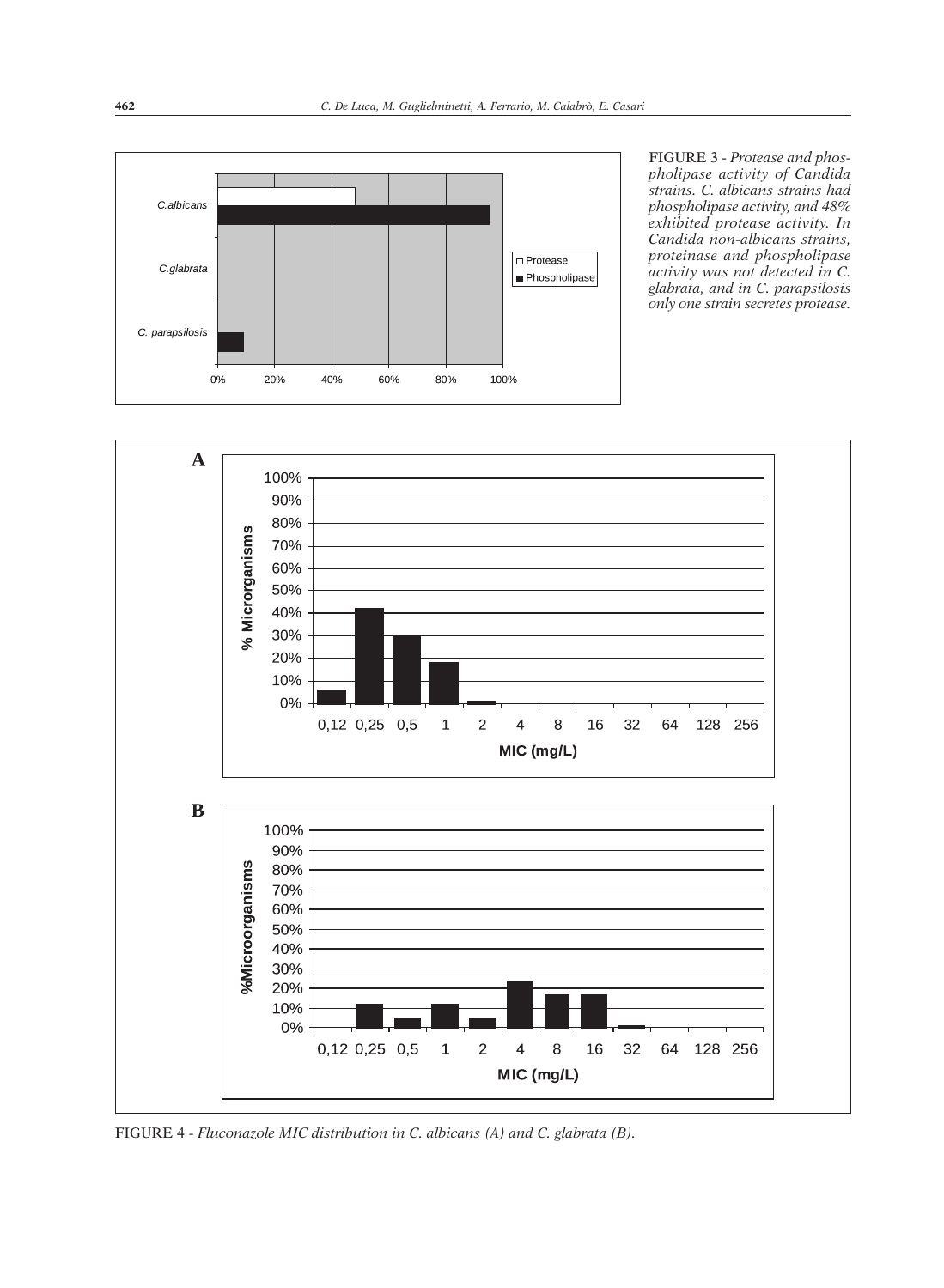C.albicans

C.glabrata

C. parapsilosis

0% 20% 40% 60% 80% 100%

Protease

Phospholipase

FIGURE 3 - *Protease and phospholipase activity of Candida strains. C. albicans strains had phospholipase activity, and 48% exhibited protease activity. In Candida non-albicans strains, proteinase and phospholipase activity was not detected in C. glabrata, and in C. parapsilosis only one strain secretes protease.*

**A**

% Microrganisms

100% 90% 80% 70% 60% 50% 40% 30% 20% 10% 0%

0,12 0,25 0,5 1 2 4 8 16 32 64 128 256

MIC (mg/L)

**B**

%Microorganisms

100% 90% 80% 70% 60% 50% 40% 30% 20% 10% 0%

0,12 0,25 0,5 1 2 4 8 16 32 64 128 256

MIC (mg/L)

FIGURE 4 - *Fluconazole MIC distribution in C. albicans (A) and C. glabrata (B).*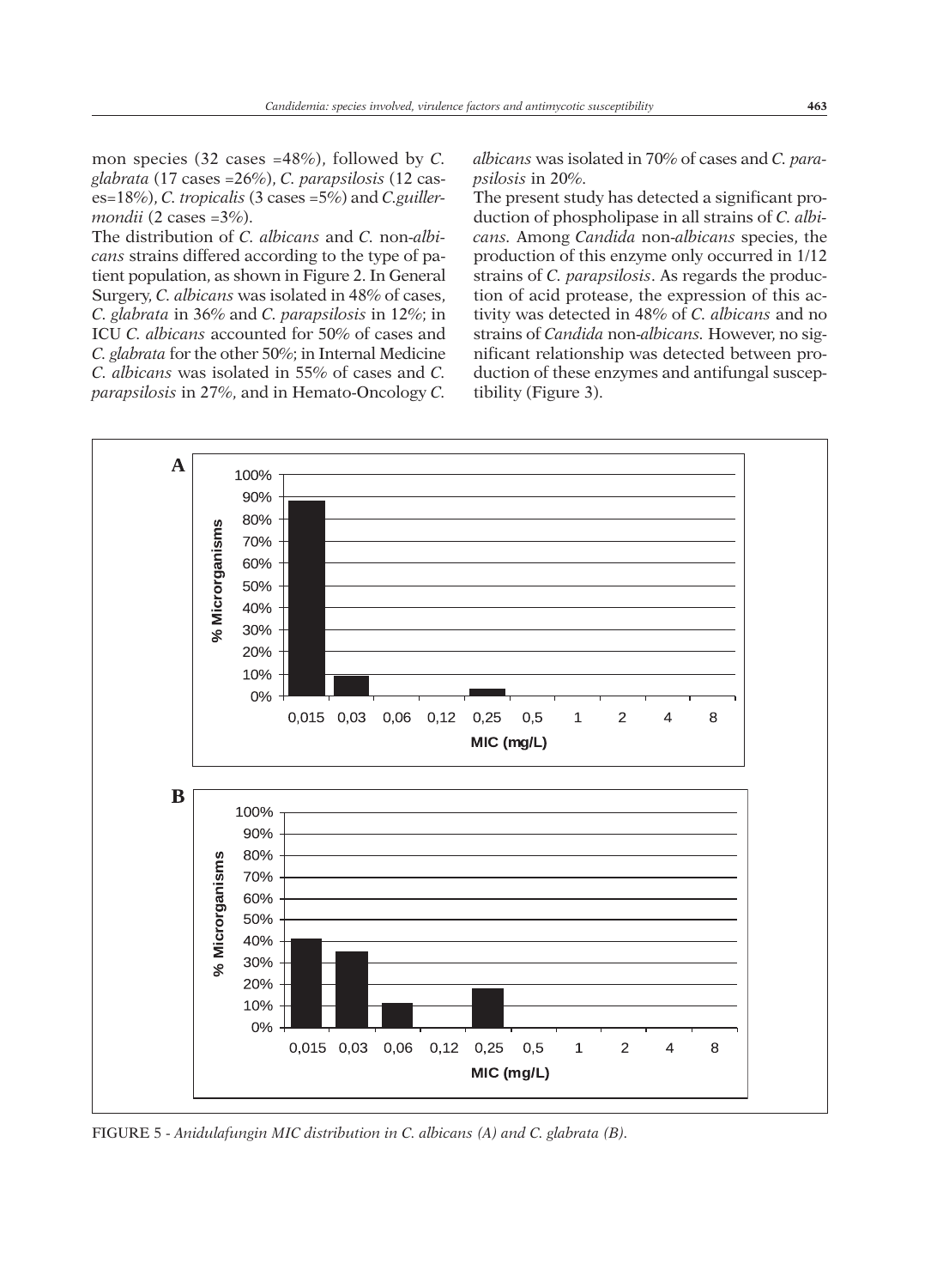mon species (32 cases =48%), followed by *C. glabrata* (17 cases =26%), *C. parapsilosis* (12 cases=18%), *C. tropicalis* (3 cases =5%) and *C.guillermondii* (2 cases =3%).

The distribution of *C. albicans* and *C.* non-*albicans* strains differed according to the type of patient population, as shown in Figure 2. In General Surgery, *C. albicans* was isolated in 48% of cases, *C. glabrata* in 36% and *C. parapsilosis* in 12%; in ICU *C. albicans* accounted for 50% of cases and *C. glabrata* for the other 50%; in Internal Medicine *C. albicans* was isolated in 55% of cases and *C. parapsilosis* in 27%, and in Hemato-Oncology *C. albicans* was isolated in 70% of cases and *C. parapsilosis* in 20%.

The present study has detected a significant production of phospholipase in all strains of *C. albicans*. Among *Candida* non-*albicans* species, the production of this enzyme only occurred in 1/12 strains of *C. parapsilosis*. As regards the production of acid protease, the expression of this activity was detected in 48% of *C. albicans* and no strains of *Candida* non-*albicans*. However, no significant relationship was detected between production of these enzymes and antifungal susceptibility (Figure 3).

A

% Microrganisms

100%
90%
80%
70%
60%
50%
40%
30%
20%
10%
0%

0,015 0,03 0,06 0,12 0,25 0,5 1 2 4 8

MIC (mg/L)

B

% Microrganisms

100%
90%
80%
70%
60%
50%
40%
30%
20%
10%
0%

0,015 0,03 0,06 0,12 0,25 0,5 1 2 4 8

MIC (mg/L)

FIGURE 5 - *Anidulafungin MIC distribution in C. albicans (A) and C. glabrata (B).*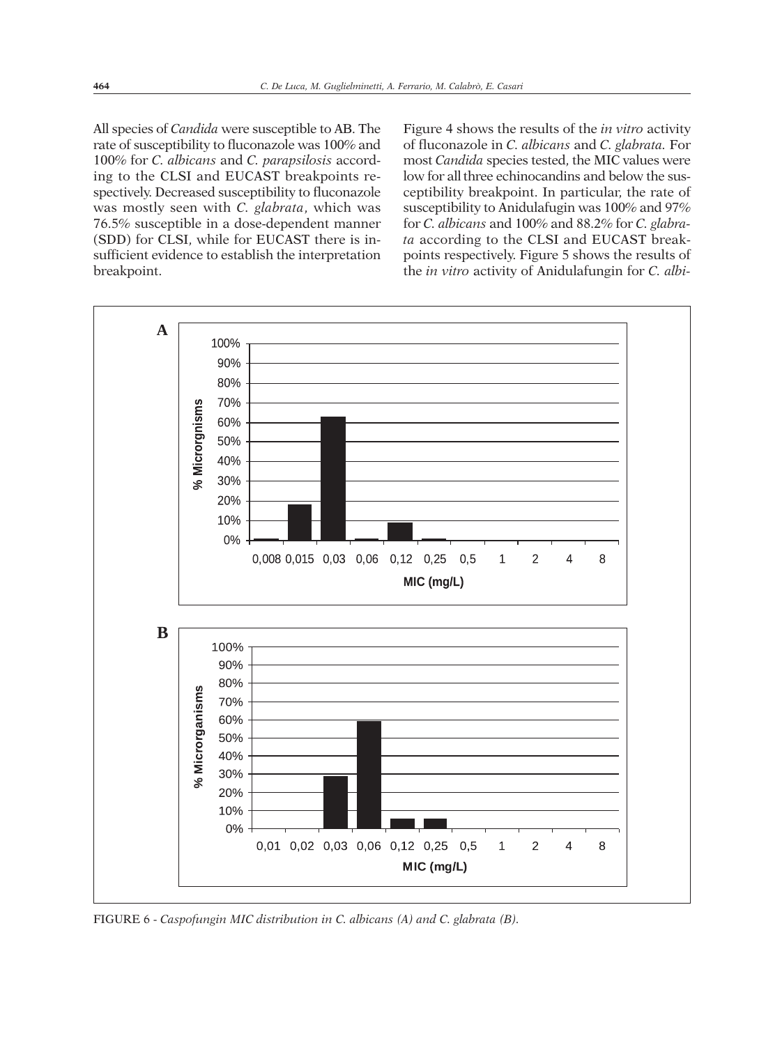All species of *Candida* were susceptible to AB. The rate of susceptibility to fluconazole was 100% and 100% for *C. albicans* and *C. parapsilosis* according to the CLSI and EUCAST breakpoints respectively. Decreased susceptibility to fluconazole was mostly seen with *C. glabrata*, which was 76.5% susceptible in a dose-dependent manner (SDD) for CLSI, while for EUCAST there is insufficient evidence to establish the interpretation breakpoint.

Figure 4 shows the results of the *in vitro* activity of fluconazole in *C. albicans* and *C. glabrata*. For most *Candida* species tested, the MIC values were low for all three echinocandins and below the susceptibility breakpoint. In particular, the rate of susceptibility to Anidulafugin was 100% and 97% for *C. albicans* and 100% and 88.2% for *C. glabrata* according to the CLSI and EUCAST breakpoints respectively. Figure 5 shows the results of the *in vitro* activity of Anidulafungin for *C. albi-*

**A**

100%
90%
80%
70%
60%
50%
40%
30%
20%
10%
0%

% Microrgnisms

0,008 0,015 0,03 0,06 0,12 0,25 0,5 1 2 4 8

MIC (mg/L)

**B**

100%
90%
80%
70%
60%
50%
40%
30%
20%
10%
0%

% Microrganisms

0,01 0,02 0,03 0,06 0,12 0,25 0,5 1 2 4 8

MIC (mg/L)

FIGURE 6 - *Caspofungin MIC distribution in C. albicans (A) and C. glabrata (B).*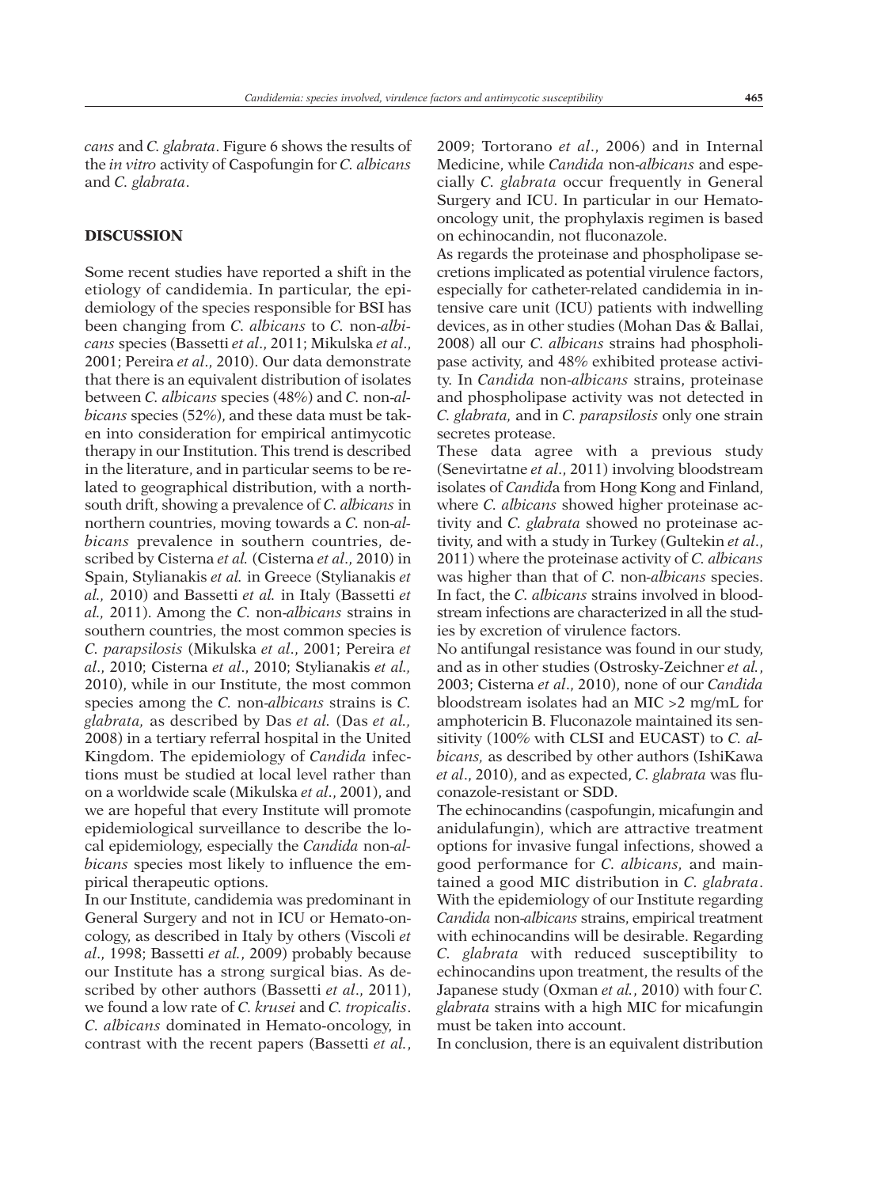*cans* and *C. glabrata*. Figure 6 shows the results of the *in vitro* activity of Caspofungin for *C. albicans* and *C. glabrata*.

## DISCUSSION

Some recent studies have reported a shift in the etiology of candidemia. In particular, the epidemiology of the species responsible for BSI has been changing from *C. albicans* to *C.* non-*albicans* species (Bassetti *et al*., 2011; Mikulska *et al*., 2001; Pereira *et al*., 2010). Our data demonstrate that there is an equivalent distribution of isolates between *C. albicans* species (48%) and *C.* non-*albicans* species (52%), and these data must be taken into consideration for empirical antimycotic therapy in our Institution. This trend is described in the literature, and in particular seems to be related to geographical distribution, with a north-south drift, showing a prevalence of *C. albicans* in northern countries, moving towards a *C.* non-*albicans* prevalence in southern countries, described by Cisterna *et al.* (Cisterna *et al*., 2010) in Spain, Stylianakis *et al.* in Greece (Stylianakis *et al.,* 2010) and Bassetti *et al.* in Italy (Bassetti *et al.,* 2011). Among the *C.* non-*albicans* strains in southern countries, the most common species is *C. parapsilosis* (Mikulska *et al*., 2001; Pereira *et al*., 2010; Cisterna *et al*., 2010; Stylianakis *et al.,* 2010), while in our Institute, the most common species among the *C.* non-*albicans* strains is *C. glabrata,* as described by Das *et al.* (Das *et al.,* 2008) in a tertiary referral hospital in the United Kingdom. The epidemiology of *Candida* infections must be studied at local level rather than on a worldwide scale (Mikulska *et al*., 2001), and we are hopeful that every Institute will promote epidemiological surveillance to describe the local epidemiology, especially the *Candida* non-*albicans* species most likely to influence the empirical therapeutic options.

In our Institute, candidemia was predominant in General Surgery and not in ICU or Hemato-oncology, as described in Italy by others (Viscoli *et al*., 1998; Bassetti *et al.*, 2009) probably because our Institute has a strong surgical bias. As described by other authors (Bassetti *et al*., 2011), we found a low rate of *C. krusei* and *C. tropicalis*. *C. albicans* dominated in Hemato-oncology, in contrast with the recent papers (Bassetti *et al.*, 2009; Tortorano *et al*., 2006) and in Internal Medicine, while *Candida* non-*albicans* and especially *C. glabrata* occur frequently in General Surgery and ICU. In particular in our Hemato-oncology unit, the prophylaxis regimen is based on echinocandin, not fluconazole.

As regards the proteinase and phospholipase secretions implicated as potential virulence factors, especially for catheter-related candidemia in intensive care unit (ICU) patients with indwelling devices, as in other studies (Mohan Das & Ballai, 2008) all our *C. albicans* strains had phospholipase activity, and 48% exhibited protease activity. In *Candida* non-*albicans* strains, proteinase and phospholipase activity was not detected in *C. glabrata,* and in *C. parapsilosis* only one strain secretes protease.

These data agree with a previous study (Senevirtatne *et al*., 2011) involving bloodstream isolates of *Candid*a from Hong Kong and Finland, where *C. albicans* showed higher proteinase activity and *C. glabrata* showed no proteinase activity, and with a study in Turkey (Gultekin *et al*., 2011) where the proteinase activity of *C. albicans* was higher than that of *C.* non-*albicans* species. In fact, the *C. albicans* strains involved in bloodstream infections are characterized in all the studies by excretion of virulence factors.

No antifungal resistance was found in our study, and as in other studies (Ostrosky-Zeichner *et al.*, 2003; Cisterna *et al*., 2010), none of our *Candida* bloodstream isolates had an MIC >2 mg/mL for amphotericin B. Fluconazole maintained its sensitivity (100% with CLSI and EUCAST) to *C. albicans,* as described by other authors (IshiKawa *et al*., 2010), and as expected, *C. glabrata* was fluconazole-resistant or SDD.

The echinocandins (caspofungin, micafungin and anidulafungin), which are attractive treatment options for invasive fungal infections, showed a good performance for *C. albicans,* and maintained a good MIC distribution in *C. glabrata*. With the epidemiology of our Institute regarding *Candida* non-*albicans* strains, empirical treatment with echinocandins will be desirable. Regarding *C. glabrata* with reduced susceptibility to echinocandins upon treatment, the results of the Japanese study (Oxman *et al.*, 2010) with four *C. glabrata* strains with a high MIC for micafungin must be taken into account.

In conclusion, there is an equivalent distribution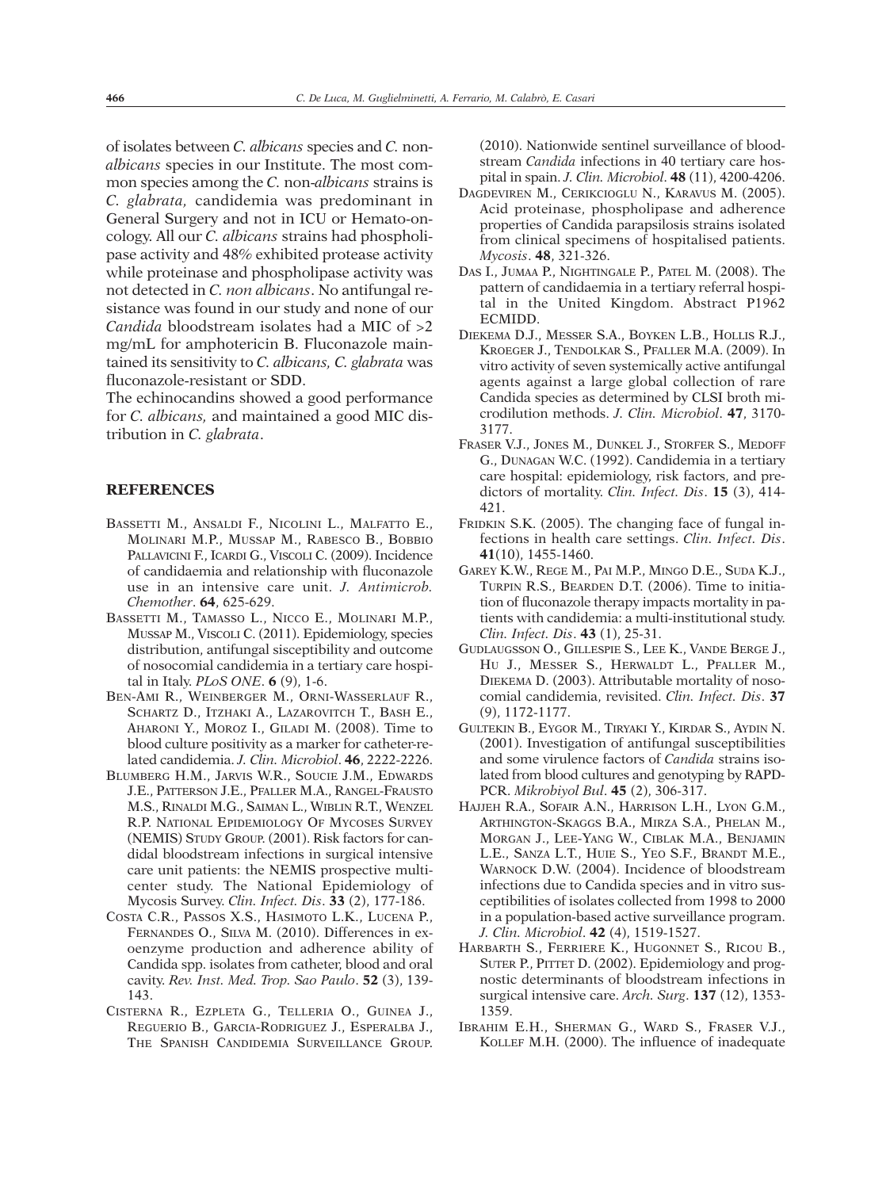of isolates between *C. albicans* species and *C. non-albicans* species in our Institute. The most common species among the *C.* non-*albicans* strains is *C. glabrata,* candidemia was predominant in General Surgery and not in ICU or Hemato-oncology. All our *C. albicans* strains had phospholipase activity and 48% exhibited protease activity while proteinase and phospholipase activity was not detected in *C. non albicans*. No antifungal resistance was found in our study and none of our *Candida* bloodstream isolates had a MIC of >2 mg/mL for amphotericin B. Fluconazole maintained its sensitivity to *C. albicans, C. glabrata* was fluconazole-resistant or SDD.

The echinocandins showed a good performance for *C. albicans,* and maintained a good MIC distribution in *C. glabrata*.

## REFERENCES

Bassetti M., Ansaldi F., Nicolini L., Malfatto E., Molinari M.P., Mussap M., Rabesco B., Bobbio Pallavicini F., Icardi G., Viscoli C. (2009). Incidence of candidaemia and relationship with fluconazole use in an intensive care unit. *J. Antimicrob. Chemother*. **64**, 625-629.

Bassetti M., Tamasso L., Nicco E., Molinari M.P., Mussap M., Viscoli C. (2011). Epidemiology, species distribution, antifungal sisceptibility and outcome of nosocomial candidemia in a tertiary care hospital in Italy. *PLoS ONE*. **6** (9), 1-6.

Ben-Ami R., Weinberger M., Orni-Wasserlauf R., Schartz D., Itzhaki A., Lazarovitch T., Bash E., Aharoni Y., Moroz I., Giladi M. (2008). Time to blood culture positivity as a marker for catheter-related candidemia. *J. Clin. Microbiol*. **46**, 2222-2226.

Blumberg H.M., Jarvis W.R., Soucie J.M., Edwards J.E., Patterson J.E., Pfaller M.A., Rangel-Frausto M.S., Rinaldi M.G., Saiman L., Wiblin R.T., Wenzel R.P. National Epidemiology Of Mycoses Survey (NEMIS) Study Group. (2001). Risk factors for candidal bloodstream infections in surgical intensive care unit patients: the NEMIS prospective multicenter study. The National Epidemiology of Mycosis Survey. *Clin. Infect. Dis*. **33** (2), 177-186.

Costa C.R., Passos X.S., Hasimoto L.K., Lucena P., Fernandes O., Silva M. (2010). Differences in exoenzyme production and adherence ability of Candida spp. isolates from catheter, blood and oral cavity. *Rev. Inst. Med. Trop. Sao Paulo*. **52** (3), 139-143.

Cisterna R., Ezpleta G., Telleria O., Guinea J., Reguerio B., Garcia-Rodriguez J., Esperalba J., The Spanish Candidemia Surveillance Group. (2010). Nationwide sentinel surveillance of bloodstream *Candida* infections in 40 tertiary care hospital in spain. *J. Clin. Microbiol*. **48** (11), 4200-4206.

Dagdeviren M., Cerikcioglu N., Karavus M. (2005). Acid proteinase, phospholipase and adherence properties of Candida parapsilosis strains isolated from clinical specimens of hospitalised patients. *Mycosis*. **48**, 321-326.

Das I., Jumaa P., Nightingale P., Patel M. (2008). The pattern of candidaemia in a tertiary referral hospital in the United Kingdom. Abstract P1962 ECMIDD.

Diekema D.J., Messer S.A., Boyken L.B., Hollis R.J., Kroeger J., Tendolkar S., Pfaller M.A. (2009). In vitro activity of seven systemically active antifungal agents against a large global collection of rare Candida species as determined by CLSI broth microdilution methods. *J. Clin. Microbiol*. **47**, 3170-3177.

Fraser V.J., Jones M., Dunkel J., Storfer S., Medoff G., Dunagan W.C. (1992). Candidemia in a tertiary care hospital: epidemiology, risk factors, and predictors of mortality. *Clin. Infect. Dis*. **15** (3), 414-421.

Fridkin S.K. (2005). The changing face of fungal infections in health care settings. *Clin. Infect. Dis*. **41**(10), 1455-1460.

Garey K.W., Rege M., Pai M.P., Mingo D.E., Suda K.J., Turpin R.S., Bearden D.T. (2006). Time to initiation of fluconazole therapy impacts mortality in patients with candidemia: a multi-institutional study. *Clin. Infect. Dis*. **43** (1), 25-31.

Gudlaugsson O., Gillespie S., Lee K., Vande Berge J., Hu J., Messer S., Herwaldt L., Pfaller M., Diekema D. (2003). Attributable mortality of nosocomial candidemia, revisited. *Clin. Infect. Dis*. **37** (9), 1172-1177.

Gultekin B., Eygor M., Tiryaki Y., Kirdar S., Aydin N. (2001). Investigation of antifungal susceptibilities and some virulence factors of *Candida* strains isolated from blood cultures and genotyping by RAPD-PCR. *Mikrobiyol Bul*. **45** (2), 306-317.

Hajjeh R.A., Sofair A.N., Harrison L.H., Lyon G.M., Arthington-Skaggs B.A., Mirza S.A., Phelan M., Morgan J., Lee-Yang W., Ciblak M.A., Benjamin L.E., Sanza L.T., Huie S., Yeo S.F., Brandt M.E., Warnock D.W. (2004). Incidence of bloodstream infections due to Candida species and in vitro susceptibilities of isolates collected from 1998 to 2000 in a population-based active surveillance program. *J. Clin. Microbiol*. **42** (4), 1519-1527.

Harbarth S., Ferriere K., Hugonnet S., Ricou B., Suter P., Pittet D. (2002). Epidemiology and prognostic determinants of bloodstream infections in surgical intensive care. *Arch. Surg*. **137** (12), 1353-1359.

Ibrahim E.H., Sherman G., Ward S., Fraser V.J., Kollef M.H. (2000). The influence of inadequate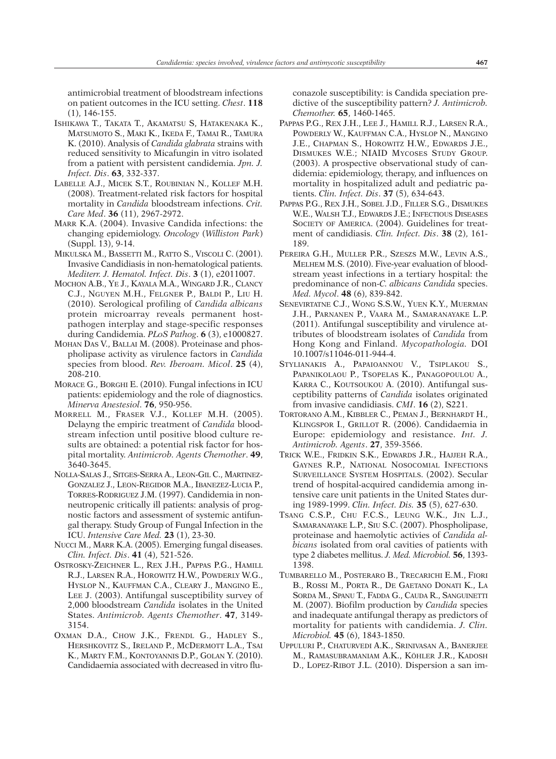antimicrobial treatment of bloodstream infections on patient outcomes in the ICU setting. *Chest*. **118** (1), 146-155.

ISHIKAWA T., TAKATA T., AKAMATSU S, HATAKENAKA K., MATSUMOTO S., MAKI K., IKEDA F., TAMAI R., TAMURA K. (2010). Analysis of *Candida glabrata* strains with reduced sensitivity to Micafungin in vitro isolated from a patient with persistent candidemia. *Jpn. J. Infect. Dis*. **63**, 332-337.

LABELLE A.J., MICEK S.T., ROUBINIAN N., KOLLEF M.H. (2008). Treatment-related risk factors for hospital mortality in *Candida* bloodstream infections. *Crit. Care Med*. **36** (11), 2967-2972.

MARR K.A. (2004). Invasive Candida infections: the changing epidemiology. *Oncology* (*Williston Park*) (Suppl. 13), 9-14.

MIKULSKA M., BASSETTI M., RATTO S., VISCOLI C. (2001). Invasive Candidiasis in non-hematological patients. *Mediterr. J. Hematol. Infect. Dis*. **3** (1), e2011007.

MOCHON A.B., YE J., KAYALA M.A., WINGARD J.R., CLANCY C.J., NGUYEN M.H., FELGNER P., BALDI P., LIU H. (2010). Serological profiling of *Candida albicans* protein microarray reveals permanent host-pathogen interplay and stage-specific responses during Candidemia. *PLoS Pathog*. **6** (3), e1000827.

MOHAN DAS V., BALLAI M. (2008). Proteinase and phospholipase activity as virulence factors in *Candida* species from blood. *Rev. Iberoam. Micol*. **25** (4), 208-210.

MORACE G., BORGHI E. (2010). Fungal infections in ICU patients: epidemiology and the role of diagnostics. *Minerva Anestesiol*. **76**, 950-956.

MORRELL M., FRASER V.J., KOLLEF M.H. (2005). Delayng the empiric treatment of *Candida* bloodstream infection until positive blood culture results are obtained: a potential risk factor for hospital mortality. *Antimicrob. Agents Chemother*. **49**, 3640-3645.

NOLLA-SALAS J., SITGES-SERRA A., LEON-GIL C., MARTINEZ-GONZALEZ J., LEON-REGIDOR M.A., IBANEZEZ-LUCIA P., TORRES-RODRIGUEZ J.M. (1997). Candidemia in non-neutropenic critically ill patients: analysis of prognostic factors and assessment of systemic antifungal therapy. Study Group of Fungal Infection in the ICU. *Intensive Care Med.* **23** (1), 23-30.

NUCCI M., MARR K.A. (2005). Emerging fungal diseases. *Clin. Infect. Dis*. **41** (4), 521-526.

OSTROSKY-ZEICHNER L., REX J.H., PAPPAS P.G., HAMILL R.J., LARSEN R.A., HOROWITZ H.W., POWDERLY W.G., HYSLOP N., KAUFFMAN C.A., CLEARY J., MANGINO E., LEE J. (2003). Antifungal susceptibility survey of 2,000 bloodstream *Candida* isolates in the United States. *Antimicrob. Agents Chemother*. **47**, 3149-3154.

OXMAN D.A., CHOW J.K., FRENDL G., HADLEY S., HERSHKOVITZ S., IRELAND P., MCDERMOTT L.A., TSAI K., MARTY F.M., KONTOYANNIS D.P., GOLAN Y. (2010). Candidaemia associated with decreased in vitro fluconazole susceptibility: is Candida speciation predictive of the susceptibility pattern? *J. Antimicrob. Chemother.* **65**, 1460-1465.

PAPPAS P.G., REX J.H., LEE J., HAMILL R.J., LARSEN R.A., POWDERLY W., KAUFFMAN C.A., HYSLOP N., MANGINO J.E., CHAPMAN S., HOROWITZ H.W., EDWARDS J.E., DISMUKES W.E.; NIAID MYCOSES STUDY GROUP. (2003). A prospective observational study of candidemia: epidemiology, therapy, and influences on mortality in hospitalized adult and pediatric patients. *Clin. Infect. Dis*. **37** (5), 634-643.

PAPPAS P.G., REX J.H., SOBEL J.D., FILLER S.G., DISMUKES W.E., WALSH T.J., EDWARDS J.E.; INFECTIOUS DISEASES SOCIETY OF AMERICA. (2004). Guidelines for treatment of candidiasis. *Clin. Infect. Dis*. **38** (2), 161-189.

PEREIRA G.H., MULLER P.R., SZESZS M.W., LEVIN A.S., MELHEM M.S. (2010). Five-year evaluation of bloodstream yeast infections in a tertiary hospital: the predominance of non-*C. albicans Candida* species. *Med. Mycol*. **48** (6), 839-842.

SENEVIRTATNE C.J., WONG S.S.W., YUEN K.Y., MUERMAN J.H., PARNANEN P., VAARA M., SAMARANAYAKE L.P. (2011). Antifungal susceptibility and virulence attributes of bloodstream isolates of *Candida* from Hong Kong and Finland. *Mycopathologia.* DOI 10.1007/s11046-011-944-4.

STYLIANAKIS A., PAPAIOANNOU V., TSIPLAKOU S., PAPANIKOLAOU P., TSOPELAS K., PANAGOPOULOU A., KARRA C., KOUTSOUKOU A. (2010). Antifungal susceptibility patterns of *Candida* isolates originated from invasive candidiasis. *CMI*. **16** (2), S221.

TORTORANO A.M., KIBBLER C., PEMAN J., BERNHARDT H., KLINGSPOR I., GRILLOT R. (2006). Candidaemia in Europe: epidemiology and resistance. *Int. J. Antimicrob. Agents*. **27**, 359-3566.

TRICK W.E., FRIDKIN S.K., EDWARDS J.R., HAJJEH R.A., GAYNES R.P., NATIONAL NOSOCOMIAL INFECTIONS SURVEILLANCE SYSTEM HOSPITALS. (2002). Secular trend of hospital-acquired candidemia among intensive care unit patients in the United States during 1989-1999. *Clin. Infect. Dis.* **35** (5), 627-630.

TSANG C.S.P., CHU F.C.S., LEUNG W.K., JIN L.J., SAMARANAYAKE L.P., SIU S.C. (2007). Phospholipase, proteinase and haemolytic activies of *Candida albicans* isolated from oral cavities of patients with type 2 diabetes mellitus. *J. Med. Microbiol.* **56**, 1393-1398.

TUMBARELLO M., POSTERARO B., TRECARICHI E.M., FIORI B., ROSSI M., PORTA R., DE GAETANO DONATI K., LA SORDA M., SPANU T., FADDA G., CAUDA R., SANGUINETTI M. (2007). Biofilm production by *Candida* species and inadequate antifungal therapy as predictors of mortality for patients with candidemia. *J. Clin. Microbiol.* **45** (6), 1843-1850.

UPPULURI P., CHATURVEDI A.K., SRINIVASAN A., BANERJEE M., RAMASUBRAMANIAM A.K., KÖHLER J.R., KADOSH D., LOPEZ-RIBOT J.L. (2010). Dispersion a san im-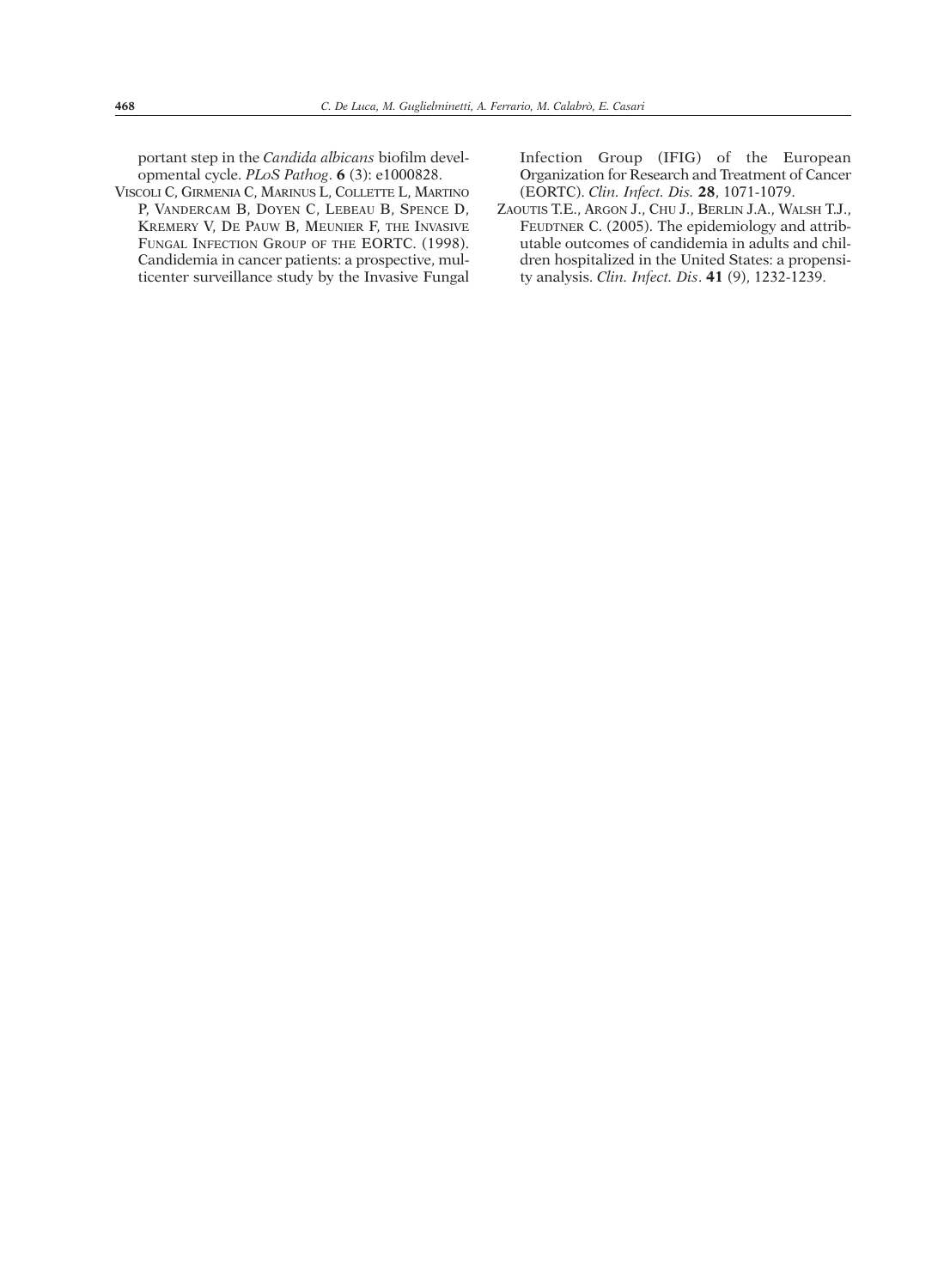portant step in the *Candida albicans* biofilm developmental cycle. *PLoS Pathog*. **6** (3): e1000828.

Viscoli C, Girmenia C, Marinus L, Collette L, Martino P, Vandercam B, Doyen C, Lebeau B, Spence D, Kremery V, De Pauw B, Meunier F, the Invasive Fungal Infection Group of the EORTC. (1998). Candidemia in cancer patients: a prospective, multicenter surveillance study by the Invasive Fungal Infection Group (IFIG) of the European Organization for Research and Treatment of Cancer (EORTC). *Clin. Infect. Dis.* **28**, 1071-1079.

Zaoutis T.E., Argon J., Chu J., Berlin J.A., Walsh T.J., Feudtner C. (2005). The epidemiology and attributable outcomes of candidemia in adults and children hospitalized in the United States: a propensity analysis. *Clin. Infect. Dis*. **41** (9), 1232-1239.